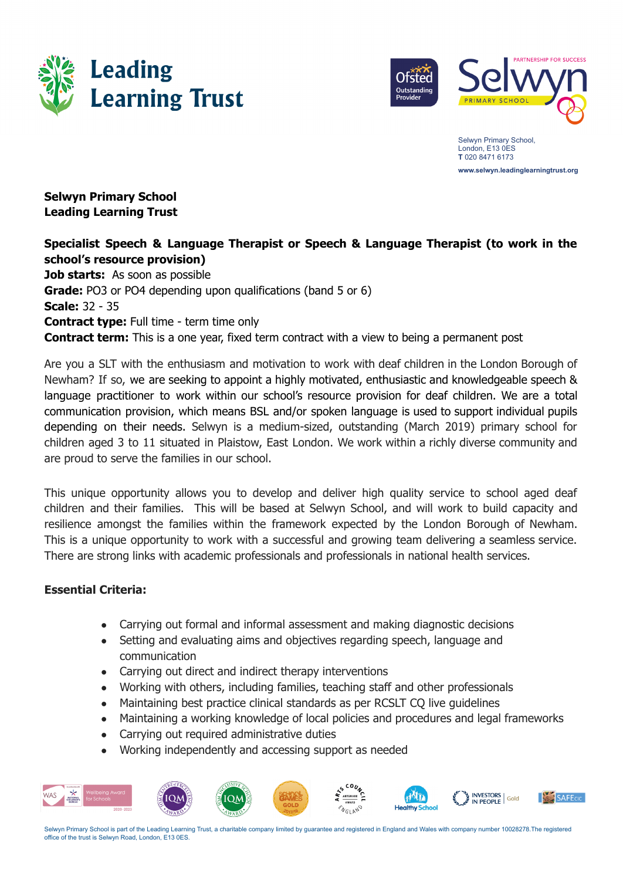Leading Learning Trust

Selwyn Primary School, London, E13 0ES
T 020 8471 6173
www.selwyn.leadinglearningtrust.org

**Selwyn Primary School**
**Leading Learning Trust**

**Specialist Speech & Language Therapist or Speech & Language Therapist (to work in the school's resource provision)**
**Job starts:** As soon as possible
**Grade:** PO3 or PO4 depending upon qualifications (band 5 or 6)
**Scale:** 32 - 35
**Contract type:** Full time - term time only
**Contract term:** This is a one year, fixed term contract with a view to being a permanent post

Are you a SLT with the enthusiasm and motivation to work with deaf children in the London Borough of Newham? If so, we are seeking to appoint a highly motivated, enthusiastic and knowledgeable speech & language practitioner to work within our school's resource provision for deaf children. We are a total communication provision, which means BSL and/or spoken language is used to support individual pupils depending on their needs. Selwyn is a medium-sized, outstanding (March 2019) primary school for children aged 3 to 11 situated in Plaistow, East London. We work within a richly diverse community and are proud to serve the families in our school.

This unique opportunity allows you to develop and deliver high quality service to school aged deaf children and their families. This will be based at Selwyn School, and will work to build capacity and resilience amongst the families within the framework expected by the London Borough of Newham. This is a unique opportunity to work with a successful and growing team delivering a seamless service. There are strong links with academic professionals and professionals in national health services.

**Essential Criteria:**

- Carrying out formal and informal assessment and making diagnostic decisions
- Setting and evaluating aims and objectives regarding speech, language and communication
- Carrying out direct and indirect therapy interventions
- Working with others, including families, teaching staff and other professionals
- Maintaining best practice clinical standards as per RCSLT CQ live guidelines
- Maintaining a working knowledge of local policies and procedures and legal frameworks
- Carrying out required administrative duties
- Working independently and accessing support as needed

Selwyn Primary School is part of the Leading Learning Trust, a charitable company limited by guarantee and registered in England and Wales with company number 10028278.The registered office of the trust is Selwyn Road, London, E13 0ES.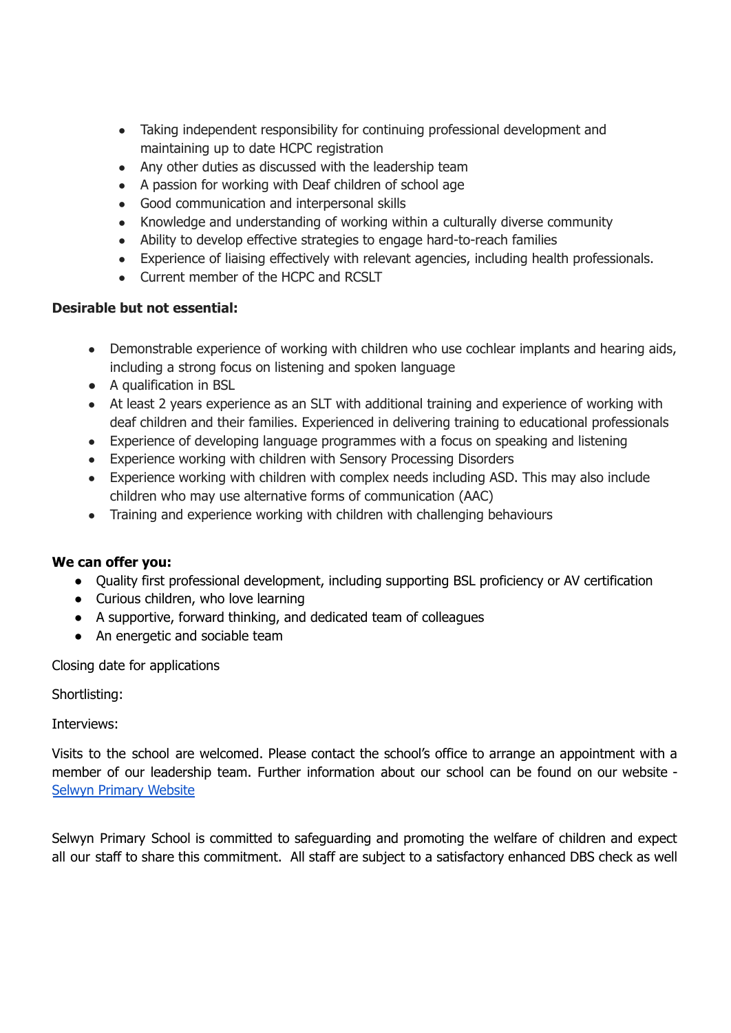- Taking independent responsibility for continuing professional development and maintaining up to date HCPC registration
- Any other duties as discussed with the leadership team
- A passion for working with Deaf children of school age
- Good communication and interpersonal skills
- Knowledge and understanding of working within a culturally diverse community
- Ability to develop effective strategies to engage hard-to-reach families
- Experience of liaising effectively with relevant agencies, including health professionals.
- Current member of the HCPC and RCSLT

**Desirable but not essential:**

- Demonstrable experience of working with children who use cochlear implants and hearing aids, including a strong focus on listening and spoken language
- A qualification in BSL
- At least 2 years experience as an SLT with additional training and experience of working with deaf children and their families. Experienced in delivering training to educational professionals
- Experience of developing language programmes with a focus on speaking and listening
- Experience working with children with Sensory Processing Disorders
- Experience working with children with complex needs including ASD. This may also include children who may use alternative forms of communication (AAC)
- Training and experience working with children with challenging behaviours

**We can offer you:**

- Quality first professional development, including supporting BSL proficiency or AV certification
- Curious children, who love learning
- A supportive, forward thinking, and dedicated team of colleagues
- An energetic and sociable team

Closing date for applications

Shortlisting:

Interviews:

Visits to the school are welcomed. Please contact the school's office to arrange an appointment with a member of our leadership team. Further information about our school can be found on our website - [Selwyn Primary Website]

Selwyn Primary School is committed to safeguarding and promoting the welfare of children and expect all our staff to share this commitment. All staff are subject to a satisfactory enhanced DBS check as well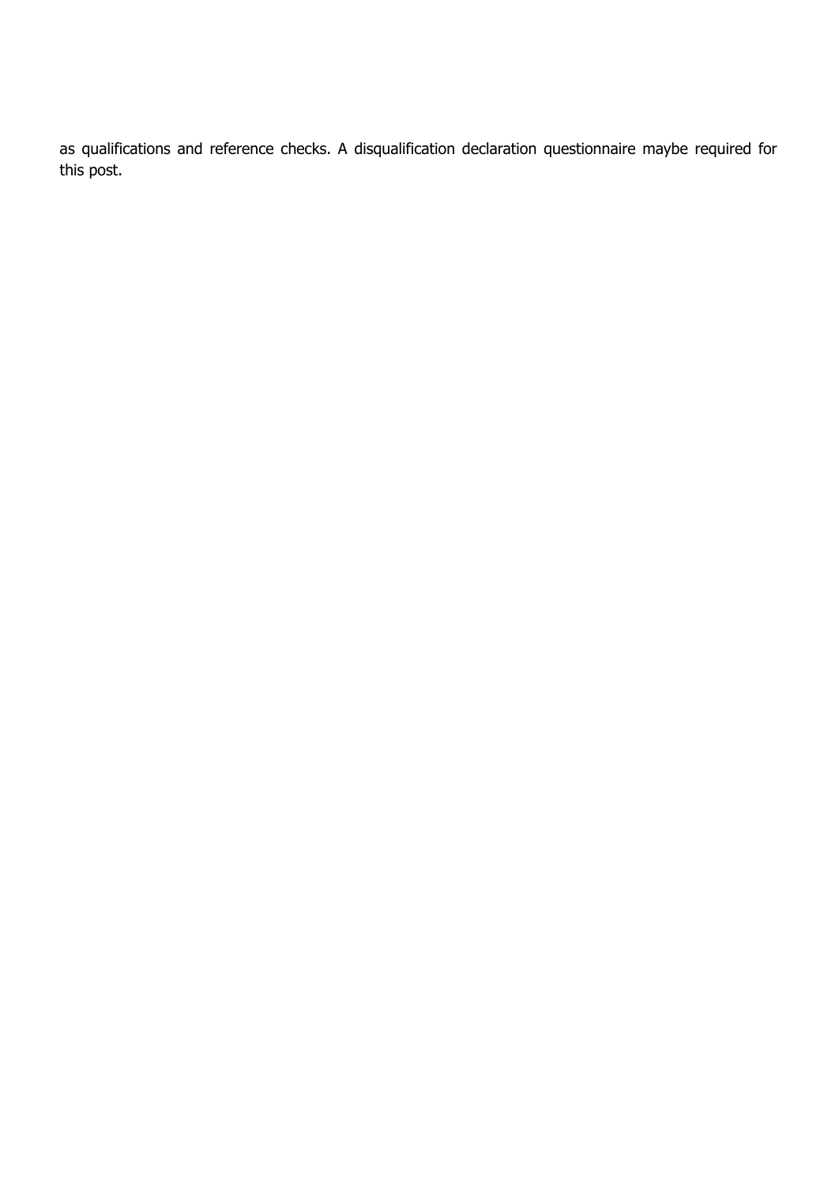as qualifications and reference checks. A disqualification declaration questionnaire maybe required for this post.